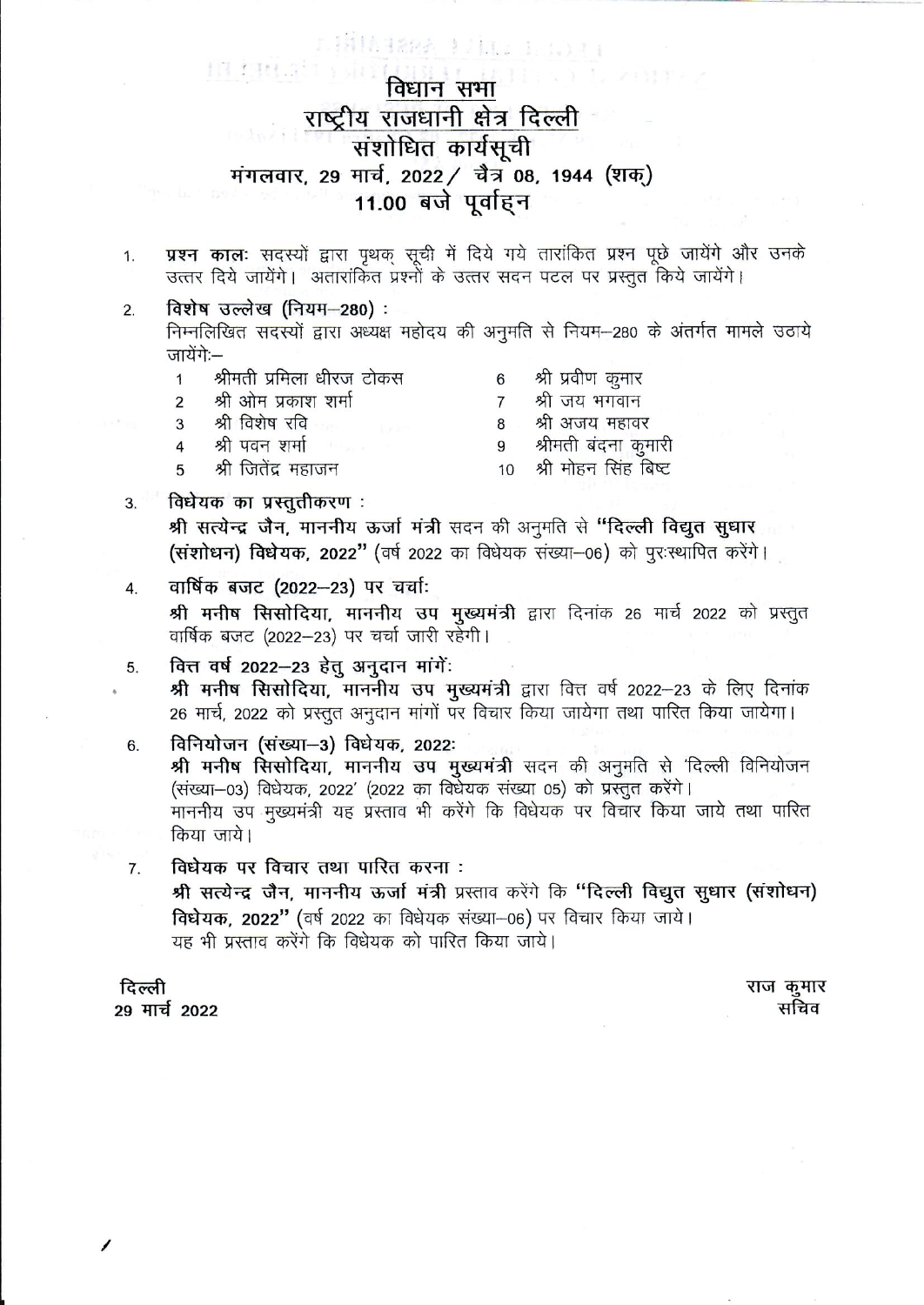# विधान सभा
## राष्ट्रीय राजधानी क्षेत्र दिल्ली
## संशोधित कार्यसूची
### मंगलवार, 29 मार्च, 2022 / चैत्र 08, 1944 (शक)
### 11.00 बजे पूर्वाह्न

1. **प्रश्न कालः** सदस्यों द्वारा पृथक् सूची में दिये गये तारांकित प्रश्न पूछे जायेंगे और उनके उत्तर दिये जायेंगे। अतारांकित प्रश्नों के उत्तर सदन पटल पर प्रस्तुत किये जायेंगे।

2. **विशेष उल्लेख (नियम–280) :**
   निम्नलिखित सदस्यों द्वारा अध्यक्ष महोदय की अनुमति से नियम–280 के अंतर्गत मामले उठाये जायेंगेः–

   1. श्रीमती प्रमिला धीरज टोकस
   2. श्री ओम प्रकाश शर्मा
   3. श्री विशेष रवि
   4. श्री पवन शर्मा
   5. श्री जितेंद्र महाजन
   6. श्री प्रवीण कुमार
   7. श्री जय भगवान
   8. श्री अजय महावर
   9. श्रीमती बंदना कुमारी
   10. श्री मोहन सिंह बिष्ट

3. **विधेयक का प्रस्तुतीकरण :**
   **श्री सत्येन्द्र जैन, माननीय ऊर्जा मंत्री** सदन की अनुमति से **"दिल्ली विद्युत सुधार (संशोधन) विधेयक, 2022"** (वर्ष 2022 का विधेयक संख्या–06) को पुरःस्थापित करेंगे।

4. **वार्षिक बजट (2022–23) पर चर्चाः**
   **श्री मनीष सिसोदिया, माननीय उप मुख्यमंत्री** द्वारा दिनांक 26 मार्च 2022 को प्रस्तुत वार्षिक बजट (2022–23) पर चर्चा जारी रहेगी।

5. **वित्त वर्ष 2022–23 हेतु अनुदान मांगें:**
   **श्री मनीष सिसोदिया, माननीय उप मुख्यमंत्री** द्वारा वित्त वर्ष 2022–23 के लिए दिनांक 26 मार्च, 2022 को प्रस्तुत अनुदान मांगों पर विचार किया जायेगा तथा पारित किया जायेगा।

6. **विनियोजन (संख्या–3) विधेयक, 2022:**
   **श्री मनीष सिसोदिया, माननीय उप मुख्यमंत्री** सदन की अनुमति से 'दिल्ली विनियोजन (संख्या–03) विधेयक, 2022' (2022 का विधेयक संख्या 05) को प्रस्तुत करेंगे।
   माननीय उप मुख्यमंत्री यह प्रस्ताव भी करेंगे कि विधेयक पर विचार किया जाये तथा पारित किया जाये।

7. **विधेयक पर विचार तथा पारित करना :**
   **श्री सत्येन्द्र जैन, माननीय ऊर्जा मंत्री** प्रस्ताव करेंगे कि **"दिल्ली विद्युत सुधार (संशोधन) विधेयक, 2022"** (वर्ष 2022 का विधेयक संख्या–06) पर विचार किया जाये।
   यह भी प्रस्ताव करेंगे कि विधेयक को पारित किया जाये।

**दिल्ली**
**29 मार्च 2022**

राज कुमार
सचिव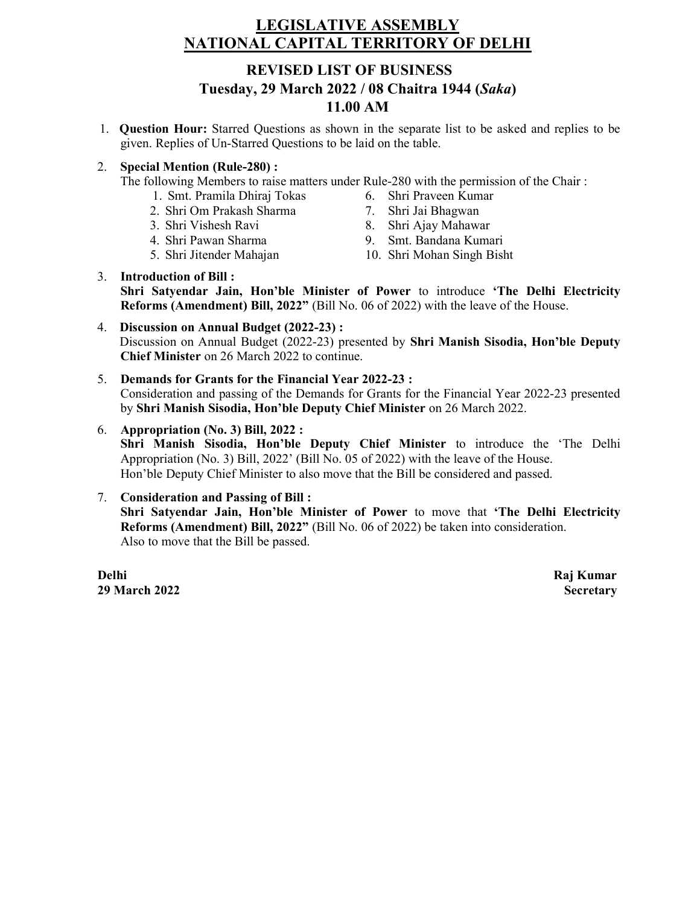# LEGISLATIVE ASSEMBLY
# NATIONAL CAPITAL TERRITORY OF DELHI

## REVISED LIST OF BUSINESS
## Tuesday, 29 March 2022 / 08 Chaitra 1944 (*Saka*)
## 11.00 AM

1. **Question Hour:** Starred Questions as shown in the separate list to be asked and replies to be given. Replies of Un-Starred Questions to be laid on the table.

2. **Special Mention (Rule-280) :**
   The following Members to raise matters under Rule-280 with the permission of the Chair :
   1. Smt. Pramila Dhiraj Tokas
   2. Shri Om Prakash Sharma
   3. Shri Vishesh Ravi
   4. Shri Pawan Sharma
   5. Shri Jitender Mahajan
   6. Shri Praveen Kumar
   7. Shri Jai Bhagwan
   8. Shri Ajay Mahawar
   9. Smt. Bandana Kumari
   10. Shri Mohan Singh Bisht

3. **Introduction of Bill :**
   **Shri Satyendar Jain, Hon'ble Minister of Power** to introduce **'The Delhi Electricity Reforms (Amendment) Bill, 2022"** (Bill No. 06 of 2022) with the leave of the House.

4. **Discussion on Annual Budget (2022-23) :**
   Discussion on Annual Budget (2022-23) presented by **Shri Manish Sisodia, Hon'ble Deputy Chief Minister** on 26 March 2022 to continue.

5. **Demands for Grants for the Financial Year 2022-23 :**
   Consideration and passing of the Demands for Grants for the Financial Year 2022-23 presented by **Shri Manish Sisodia, Hon'ble Deputy Chief Minister** on 26 March 2022.

6. **Appropriation (No. 3) Bill, 2022 :**
   **Shri Manish Sisodia, Hon'ble Deputy Chief Minister** to introduce the 'The Delhi Appropriation (No. 3) Bill, 2022' (Bill No. 05 of 2022) with the leave of the House.
   Hon'ble Deputy Chief Minister to also move that the Bill be considered and passed.

7. **Consideration and Passing of Bill :**
   **Shri Satyendar Jain, Hon'ble Minister of Power** to move that **'The Delhi Electricity Reforms (Amendment) Bill, 2022"** (Bill No. 06 of 2022) be taken into consideration.
   Also to move that the Bill be passed.

**Delhi**
**29 March 2022**

**Raj Kumar**
**Secretary**